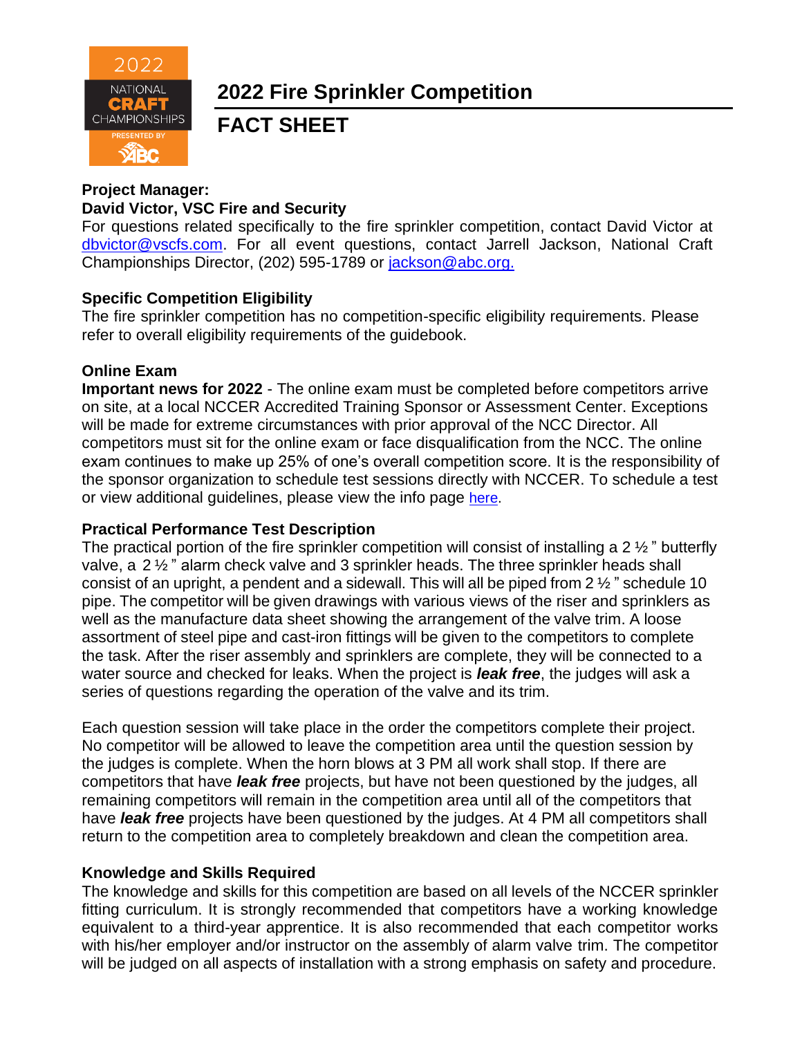# 2022 Fire Sprinkler Competition

## FACT SHEET

**Project Manager:**
**David Victor, VSC Fire and Security**

For questions related specifically to the fire sprinkler competition, contact David Victor at dbvictor@vscfs.com. For all event questions, contact Jarrell Jackson, National Craft Championships Director, (202) 595-1789 or jackson@abc.org.

**Specific Competition Eligibility**

The fire sprinkler competition has no competition-specific eligibility requirements. Please refer to overall eligibility requirements of the guidebook.

**Online Exam**

**Important news for 2022** - The online exam must be completed before competitors arrive on site, at a local NCCER Accredited Training Sponsor or Assessment Center. Exceptions will be made for extreme circumstances with prior approval of the NCC Director. All competitors must sit for the online exam or face disqualification from the NCC. The online exam continues to make up 25% of one's overall competition score. It is the responsibility of the sponsor organization to schedule test sessions directly with NCCER. To schedule a test or view additional guidelines, please view the info page here.

**Practical Performance Test Description**

The practical portion of the fire sprinkler competition will consist of installing a 2 ½ " butterfly valve, a 2 ½ " alarm check valve and 3 sprinkler heads. The three sprinkler heads shall consist of an upright, a pendent and a sidewall. This will all be piped from 2 ½ " schedule 10 pipe. The competitor will be given drawings with various views of the riser and sprinklers as well as the manufacture data sheet showing the arrangement of the valve trim. A loose assortment of steel pipe and cast-iron fittings will be given to the competitors to complete the task. After the riser assembly and sprinklers are complete, they will be connected to a water source and checked for leaks. When the project is ***leak free***, the judges will ask a series of questions regarding the operation of the valve and its trim.

Each question session will take place in the order the competitors complete their project. No competitor will be allowed to leave the competition area until the question session by the judges is complete. When the horn blows at 3 PM all work shall stop. If there are competitors that have ***leak free*** projects, but have not been questioned by the judges, all remaining competitors will remain in the competition area until all of the competitors that have ***leak free*** projects have been questioned by the judges. At 4 PM all competitors shall return to the competition area to completely breakdown and clean the competition area.

**Knowledge and Skills Required**

The knowledge and skills for this competition are based on all levels of the NCCER sprinkler fitting curriculum. It is strongly recommended that competitors have a working knowledge equivalent to a third-year apprentice. It is also recommended that each competitor works with his/her employer and/or instructor on the assembly of alarm valve trim. The competitor will be judged on all aspects of installation with a strong emphasis on safety and procedure.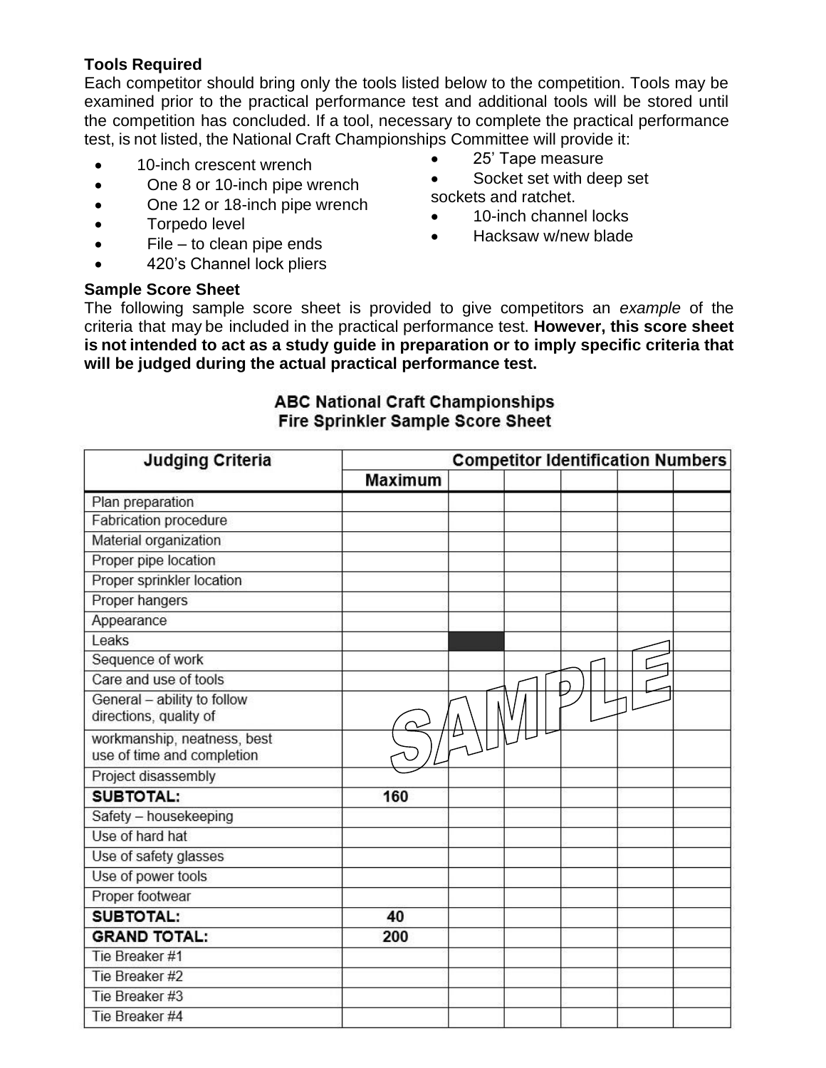**Tools Required**

Each competitor should bring only the tools listed below to the competition. Tools may be examined prior to the practical performance test and additional tools will be stored until the competition has concluded. If a tool, necessary to complete the practical performance test, is not listed, the National Craft Championships Committee will provide it:

- 10-inch crescent wrench
- One 8 or 10-inch pipe wrench
- One 12 or 18-inch pipe wrench
- Torpedo level
- File – to clean pipe ends
- 420's Channel lock pliers
- 25' Tape measure
- Socket set with deep set sockets and ratchet.
- 10-inch channel locks
- Hacksaw w/new blade

**Sample Score Sheet**

The following sample score sheet is provided to give competitors an *example* of the criteria that may be included in the practical performance test. **However, this score sheet is not intended to act as a study guide in preparation or to imply specific criteria that will be judged during the actual practical performance test.**

**ABC National Craft Championships**
**Fire Sprinkler Sample Score Sheet**

| Judging Criteria | Competitor Identification Numbers | | | | | |
|---|---|---|---|---|---|---|
| | Maximum | | | | | |
| Plan preparation | | | | | | |
| Fabrication procedure | | | | | | |
| Material organization | | | | | | |
| Proper pipe location | | | | | | |
| Proper sprinkler location | | | | | | |
| Proper hangers | | | | | | |
| Appearance | | | | | | |
| Leaks | | | | | | |
| Sequence of work | | | | | | |
| Care and use of tools | | | | | | |
| General – ability to follow directions, quality of | | | | | | |
| workmanship, neatness, best use of time and completion | | | | | | |
| Project disassembly | | | | | | |
| **SUBTOTAL:** | **160** | | | | | |
| Safety – housekeeping | | | | | | |
| Use of hard hat | | | | | | |
| Use of safety glasses | | | | | | |
| Use of power tools | | | | | | |
| Proper footwear | | | | | | |
| **SUBTOTAL:** | **40** | | | | | |
| **GRAND TOTAL:** | **200** | | | | | |
| Tie Breaker #1 | | | | | | |
| Tie Breaker #2 | | | | | | |
| Tie Breaker #3 | | | | | | |
| Tie Breaker #4 | | | | | | |

SAMPLE